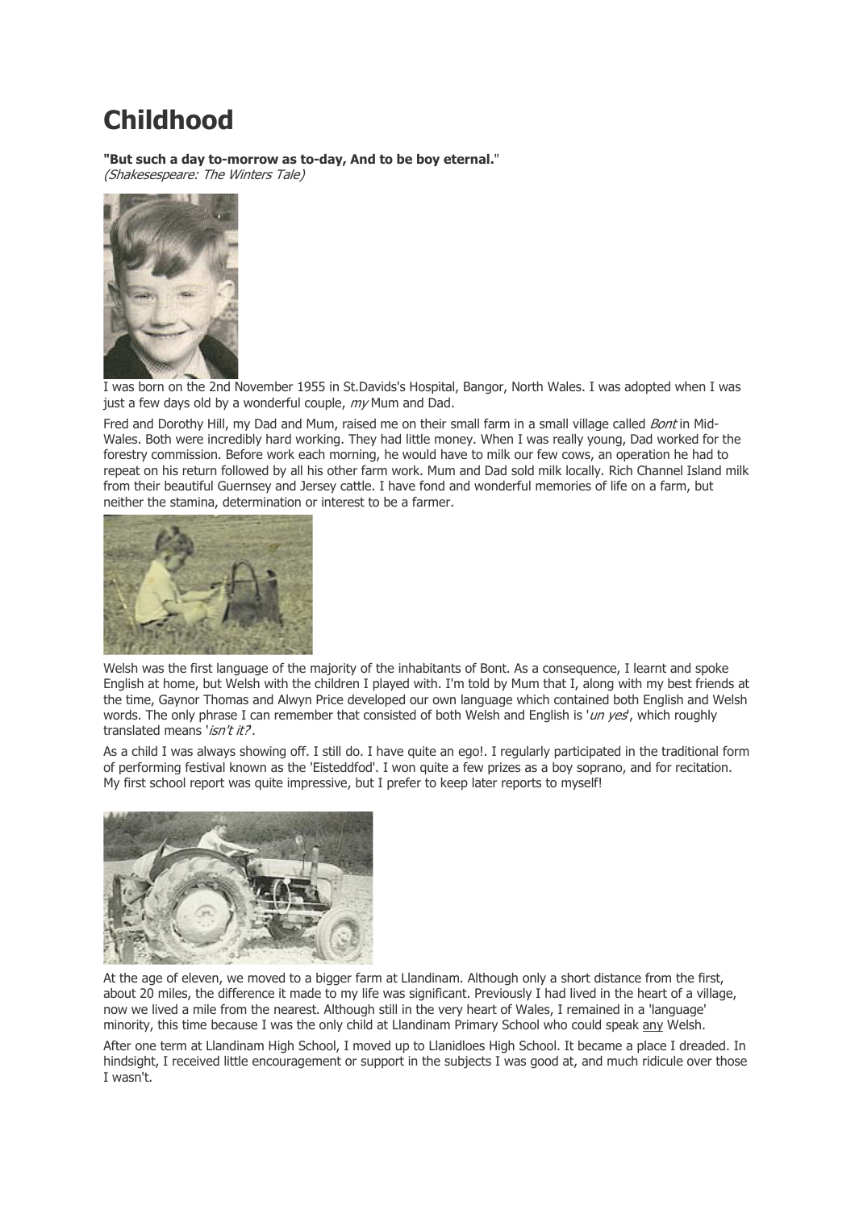# Childhood

**"But such a day to-morrow as to-day, And to be boy eternal.**"
*(Shakesespeare: The Winters Tale)*

I was born on the 2nd November 1955 in St.Davids's Hospital, Bangor, North Wales. I was adopted when I was just a few days old by a wonderful couple, *my* Mum and Dad.

Fred and Dorothy Hill, my Dad and Mum, raised me on their small farm in a small village called *Bont* in Mid-Wales. Both were incredibly hard working. They had little money. When I was really young, Dad worked for the forestry commission. Before work each morning, he would have to milk our few cows, an operation he had to repeat on his return followed by all his other farm work. Mum and Dad sold milk locally. Rich Channel Island milk from their beautiful Guernsey and Jersey cattle. I have fond and wonderful memories of life on a farm, but neither the stamina, determination or interest to be a farmer.

Welsh was the first language of the majority of the inhabitants of Bont. As a consequence, I learnt and spoke English at home, but Welsh with the children I played with. I'm told by Mum that I, along with my best friends at the time, Gaynor Thomas and Alwyn Price developed our own language which contained both English and Welsh words. The only phrase I can remember that consisted of both Welsh and English is '*un yes*', which roughly translated means '*isn't it?*'.

As a child I was always showing off. I still do. I have quite an ego!. I regularly participated in the traditional form of performing festival known as the 'Eisteddfod'. I won quite a few prizes as a boy soprano, and for recitation. My first school report was quite impressive, but I prefer to keep later reports to myself!

At the age of eleven, we moved to a bigger farm at Llandinam. Although only a short distance from the first, about 20 miles, the difference it made to my life was significant. Previously I had lived in the heart of a village, now we lived a mile from the nearest. Although still in the very heart of Wales, I remained in a 'language' minority, this time because I was the only child at Llandinam Primary School who could speak <u>any</u> Welsh.

After one term at Llandinam High School, I moved up to Llanidloes High School. It became a place I dreaded. In hindsight, I received little encouragement or support in the subjects I was good at, and much ridicule over those I wasn't.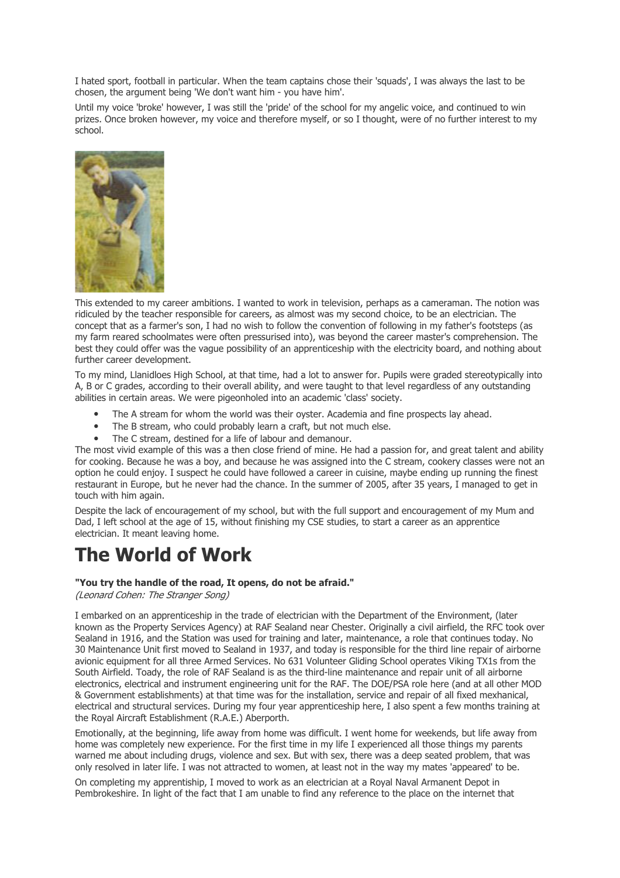I hated sport, football in particular. When the team captains chose their 'squads', I was always the last to be chosen, the argument being 'We don't want him - you have him'.

Until my voice 'broke' however, I was still the 'pride' of the school for my angelic voice, and continued to win prizes. Once broken however, my voice and therefore myself, or so I thought, were of no further interest to my school.

This extended to my career ambitions. I wanted to work in television, perhaps as a cameraman. The notion was ridiculed by the teacher responsible for careers, as almost was my second choice, to be an electrician. The concept that as a farmer's son, I had no wish to follow the convention of following in my father's footsteps (as my farm reared schoolmates were often pressurised into), was beyond the career master's comprehension. The best they could offer was the vague possibility of an apprenticeship with the electricity board, and nothing about further career development.

To my mind, Llanidloes High School, at that time, had a lot to answer for. Pupils were graded stereotypically into A, B or C grades, according to their overall ability, and were taught to that level regardless of any outstanding abilities in certain areas. We were pigeonholed into an academic 'class' society.

- The A stream for whom the world was their oyster. Academia and fine prospects lay ahead.
- The B stream, who could probably learn a craft, but not much else.
- The C stream, destined for a life of labour and demanour.

The most vivid example of this was a then close friend of mine. He had a passion for, and great talent and ability for cooking. Because he was a boy, and because he was assigned into the C stream, cookery classes were not an option he could enjoy. I suspect he could have followed a career in cuisine, maybe ending up running the finest restaurant in Europe, but he never had the chance. In the summer of 2005, after 35 years, I managed to get in touch with him again.

Despite the lack of encouragement of my school, but with the full support and encouragement of my Mum and Dad, I left school at the age of 15, without finishing my CSE studies, to start a career as an apprentice electrician. It meant leaving home.

# The World of Work

**"You try the handle of the road, It opens, do not be afraid."**
*(Leonard Cohen: The Stranger Song)*

I embarked on an apprenticeship in the trade of electrician with the Department of the Environment, (later known as the Property Services Agency) at RAF Sealand near Chester. Originally a civil airfield, the RFC took over Sealand in 1916, and the Station was used for training and later, maintenance, a role that continues today. No 30 Maintenance Unit first moved to Sealand in 1937, and today is responsible for the third line repair of airborne avionic equipment for all three Armed Services. No 631 Volunteer Gliding School operates Viking TX1s from the South Airfield. Toady, the role of RAF Sealand is as the third-line maintenance and repair unit of all airborne electronics, electrical and instrument engineering unit for the RAF. The DOE/PSA role here (and at all other MOD & Government establishments) at that time was for the installation, service and repair of all fixed mexhanical, electrical and structural services. During my four year apprenticeship here, I also spent a few months training at the Royal Aircraft Establishment (R.A.E.) Aberporth.

Emotionally, at the beginning, life away from home was difficult. I went home for weekends, but life away from home was completely new experience. For the first time in my life I experienced all those things my parents warned me about including drugs, violence and sex. But with sex, there was a deep seated problem, that was only resolved in later life. I was not attracted to women, at least not in the way my mates 'appeared' to be.

On completing my apprentiship, I moved to work as an electrician at a Royal Naval Armanent Depot in Pembrokeshire. In light of the fact that I am unable to find any reference to the place on the internet that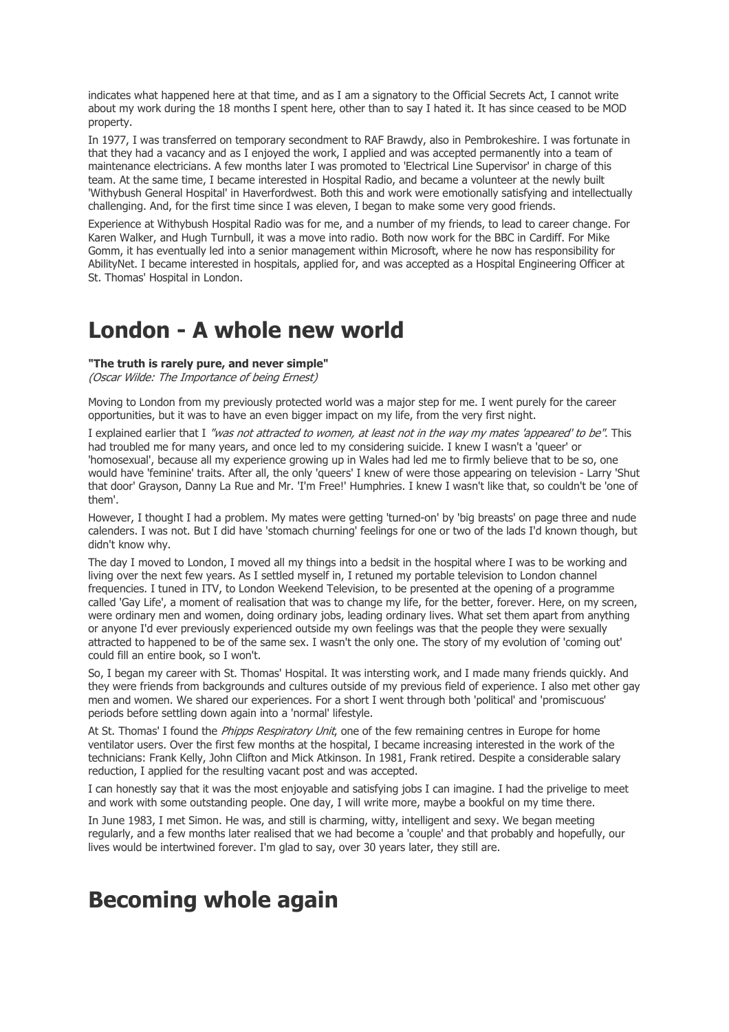indicates what happened here at that time, and as I am a signatory to the Official Secrets Act, I cannot write about my work during the 18 months I spent here, other than to say I hated it. It has since ceased to be MOD property.

In 1977, I was transferred on temporary secondment to RAF Brawdy, also in Pembrokeshire. I was fortunate in that they had a vacancy and as I enjoyed the work, I applied and was accepted permanently into a team of maintenance electricians. A few months later I was promoted to 'Electrical Line Supervisor' in charge of this team. At the same time, I became interested in Hospital Radio, and became a volunteer at the newly built 'Withybush General Hospital' in Haverfordwest. Both this and work were emotionally satisfying and intellectually challenging. And, for the first time since I was eleven, I began to make some very good friends.

Experience at Withybush Hospital Radio was for me, and a number of my friends, to lead to career change. For Karen Walker, and Hugh Turnbull, it was a move into radio. Both now work for the BBC in Cardiff. For Mike Gomm, it has eventually led into a senior management within Microsoft, where he now has responsibility for AbilityNet. I became interested in hospitals, applied for, and was accepted as a Hospital Engineering Officer at St. Thomas' Hospital in London.

# London - A whole new world

**"The truth is rarely pure, and never simple"**
*(Oscar Wilde: The Importance of being Ernest)*

Moving to London from my previously protected world was a major step for me. I went purely for the career opportunities, but it was to have an even bigger impact on my life, from the very first night.

I explained earlier that I *"was not attracted to women, at least not in the way my mates 'appeared' to be"*. This had troubled me for many years, and once led to my considering suicide. I knew I wasn't a 'queer' or 'homosexual', because all my experience growing up in Wales had led me to firmly believe that to be so, one would have 'feminine' traits. After all, the only 'queers' I knew of were those appearing on television - Larry 'Shut that door' Grayson, Danny La Rue and Mr. 'I'm Free!' Humphries. I knew I wasn't like that, so couldn't be 'one of them'.

However, I thought I had a problem. My mates were getting 'turned-on' by 'big breasts' on page three and nude calenders. I was not. But I did have 'stomach churning' feelings for one or two of the lads I'd known though, but didn't know why.

The day I moved to London, I moved all my things into a bedsit in the hospital where I was to be working and living over the next few years. As I settled myself in, I retuned my portable television to London channel frequencies. I tuned in ITV, to London Weekend Television, to be presented at the opening of a programme called 'Gay Life', a moment of realisation that was to change my life, for the better, forever. Here, on my screen, were ordinary men and women, doing ordinary jobs, leading ordinary lives. What set them apart from anything or anyone I'd ever previously experienced outside my own feelings was that the people they were sexually attracted to happened to be of the same sex. I wasn't the only one. The story of my evolution of 'coming out' could fill an entire book, so I won't.

So, I began my career with St. Thomas' Hospital. It was intersting work, and I made many friends quickly. And they were friends from backgrounds and cultures outside of my previous field of experience. I also met other gay men and women. We shared our experiences. For a short I went through both 'political' and 'promiscuous' periods before settling down again into a 'normal' lifestyle.

At St. Thomas' I found the *Phipps Respiratory Unit*, one of the few remaining centres in Europe for home ventilator users. Over the first few months at the hospital, I became increasing interested in the work of the technicians: Frank Kelly, John Clifton and Mick Atkinson. In 1981, Frank retired. Despite a considerable salary reduction, I applied for the resulting vacant post and was accepted.

I can honestly say that it was the most enjoyable and satisfying jobs I can imagine. I had the privelige to meet and work with some outstanding people. One day, I will write more, maybe a bookful on my time there.

In June 1983, I met Simon. He was, and still is charming, witty, intelligent and sexy. We began meeting regularly, and a few months later realised that we had become a 'couple' and that probably and hopefully, our lives would be intertwined forever. I'm glad to say, over 30 years later, they still are.

# Becoming whole again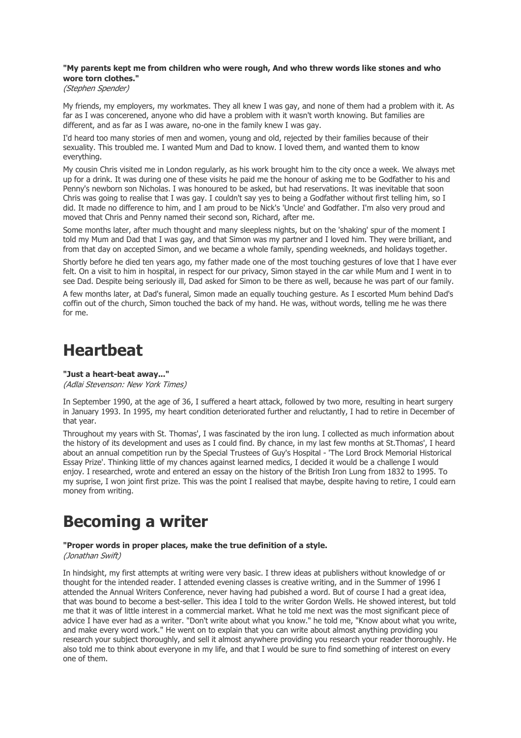**"My parents kept me from children who were rough, And who threw words like stones and who wore torn clothes."**
*(Stephen Spender)*

My friends, my employers, my workmates. They all knew I was gay, and none of them had a problem with it. As far as I was concerened, anyone who did have a problem with it wasn't worth knowing. But families are different, and as far as I was aware, no-one in the family knew I was gay.

I'd heard too many stories of men and women, young and old, rejected by their families because of their sexuality. This troubled me. I wanted Mum and Dad to know. I loved them, and wanted them to know everything.

My cousin Chris visited me in London regularly, as his work brought him to the city once a week. We always met up for a drink. It was during one of these visits he paid me the honour of asking me to be Godfather to his and Penny's newborn son Nicholas. I was honoured to be asked, but had reservations. It was inevitable that soon Chris was going to realise that I was gay. I couldn't say yes to being a Godfather without first telling him, so I did. It made no difference to him, and I am proud to be Nick's 'Uncle' and Godfather. I'm also very proud and moved that Chris and Penny named their second son, Richard, after me.

Some months later, after much thought and many sleepless nights, but on the 'shaking' spur of the moment I told my Mum and Dad that I was gay, and that Simon was my partner and I loved him. They were brilliant, and from that day on accepted Simon, and we became a whole family, spending weekneds, and holidays together.

Shortly before he died ten years ago, my father made one of the most touching gestures of love that I have ever felt. On a visit to him in hospital, in respect for our privacy, Simon stayed in the car while Mum and I went in to see Dad. Despite being seriously ill, Dad asked for Simon to be there as well, because he was part of our family.

A few months later, at Dad's funeral, Simon made an equally touching gesture. As I escorted Mum behind Dad's coffin out of the church, Simon touched the back of my hand. He was, without words, telling me he was there for me.

# Heartbeat

**"Just a heart-beat away..."**
*(Adlai Stevenson: New York Times)*

In September 1990, at the age of 36, I suffered a heart attack, followed by two more, resulting in heart surgery in January 1993. In 1995, my heart condition deteriorated further and reluctantly, I had to retire in December of that year.

Throughout my years with St. Thomas', I was fascinated by the iron lung. I collected as much information about the history of its development and uses as I could find. By chance, in my last few months at St.Thomas', I heard about an annual competition run by the Special Trustees of Guy's Hospital - 'The Lord Brock Memorial Historical Essay Prize'. Thinking little of my chances against learned medics, I decided it would be a challenge I would enjoy. I researched, wrote and entered an essay on the history of the British Iron Lung from 1832 to 1995. To my suprise, I won joint first prize. This was the point I realised that maybe, despite having to retire, I could earn money from writing.

# Becoming a writer

**"Proper words in proper places, make the true definition of a style.**
*(Jonathan Swift)*

In hindsight, my first attempts at writing were very basic. I threw ideas at publishers without knowledge of or thought for the intended reader. I attended evening classes is creative writing, and in the Summer of 1996 I attended the Annual Writers Conference, never having had pubished a word. But of course I had a great idea, that was bound to become a best-seller. This idea I told to the writer Gordon Wells. He showed interest, but told me that it was of little interest in a commercial market. What he told me next was the most significant piece of advice I have ever had as a writer. "Don't write about what you know." he told me, "Know about what you write, and make every word work." He went on to explain that you can write about almost anything providing you research your subject thoroughly, and sell it almost anywhere providing you research your reader thoroughly. He also told me to think about everyone in my life, and that I would be sure to find something of interest on every one of them.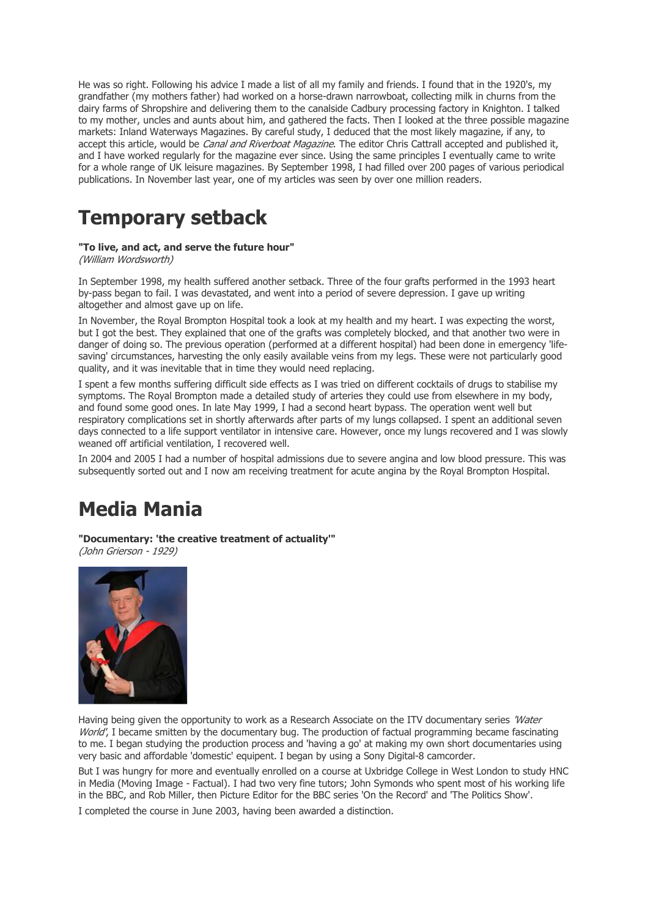He was so right. Following his advice I made a list of all my family and friends. I found that in the 1920's, my grandfather (my mothers father) had worked on a horse-drawn narrowboat, collecting milk in churns from the dairy farms of Shropshire and delivering them to the canalside Cadbury processing factory in Knighton. I talked to my mother, uncles and aunts about him, and gathered the facts. Then I looked at the three possible magazine markets: Inland Waterways Magazines. By careful study, I deduced that the most likely magazine, if any, to accept this article, would be *Canal and Riverboat Magazine*. The editor Chris Cattrall accepted and published it, and I have worked regularly for the magazine ever since. Using the same principles I eventually came to write for a whole range of UK leisure magazines. By September 1998, I had filled over 200 pages of various periodical publications. In November last year, one of my articles was seen by over one million readers.

# Temporary setback

**"To live, and act, and serve the future hour"**
*(William Wordsworth)*

In September 1998, my health suffered another setback. Three of the four grafts performed in the 1993 heart by-pass began to fail. I was devastated, and went into a period of severe depression. I gave up writing altogether and almost gave up on life.

In November, the Royal Brompton Hospital took a look at my health and my heart. I was expecting the worst, but I got the best. They explained that one of the grafts was completely blocked, and that another two were in danger of doing so. The previous operation (performed at a different hospital) had been done in emergency 'life-saving' circumstances, harvesting the only easily available veins from my legs. These were not particularly good quality, and it was inevitable that in time they would need replacing.

I spent a few months suffering difficult side effects as I was tried on different cocktails of drugs to stabilise my symptoms. The Royal Brompton made a detailed study of arteries they could use from elsewhere in my body, and found some good ones. In late May 1999, I had a second heart bypass. The operation went well but respiratory complications set in shortly afterwards after parts of my lungs collapsed. I spent an additional seven days connected to a life support ventilator in intensive care. However, once my lungs recovered and I was slowly weaned off artificial ventilation, I recovered well.

In 2004 and 2005 I had a number of hospital admissions due to severe angina and low blood pressure. This was subsequently sorted out and I now am receiving treatment for acute angina by the Royal Brompton Hospital.

# Media Mania

**"Documentary: 'the creative treatment of actuality'"**
*(John Grierson - 1929)*

Having being given the opportunity to work as a Research Associate on the ITV documentary series *'Water World'*, I became smitten by the documentary bug. The production of factual programming became fascinating to me. I began studying the production process and 'having a go' at making my own short documentaries using very basic and affordable 'domestic' equipent. I began by using a Sony Digital-8 camcorder.

But I was hungry for more and eventually enrolled on a course at Uxbridge College in West London to study HNC in Media (Moving Image - Factual). I had two very fine tutors; John Symonds who spent most of his working life in the BBC, and Rob Miller, then Picture Editor for the BBC series 'On the Record' and 'The Politics Show'.

I completed the course in June 2003, having been awarded a distinction.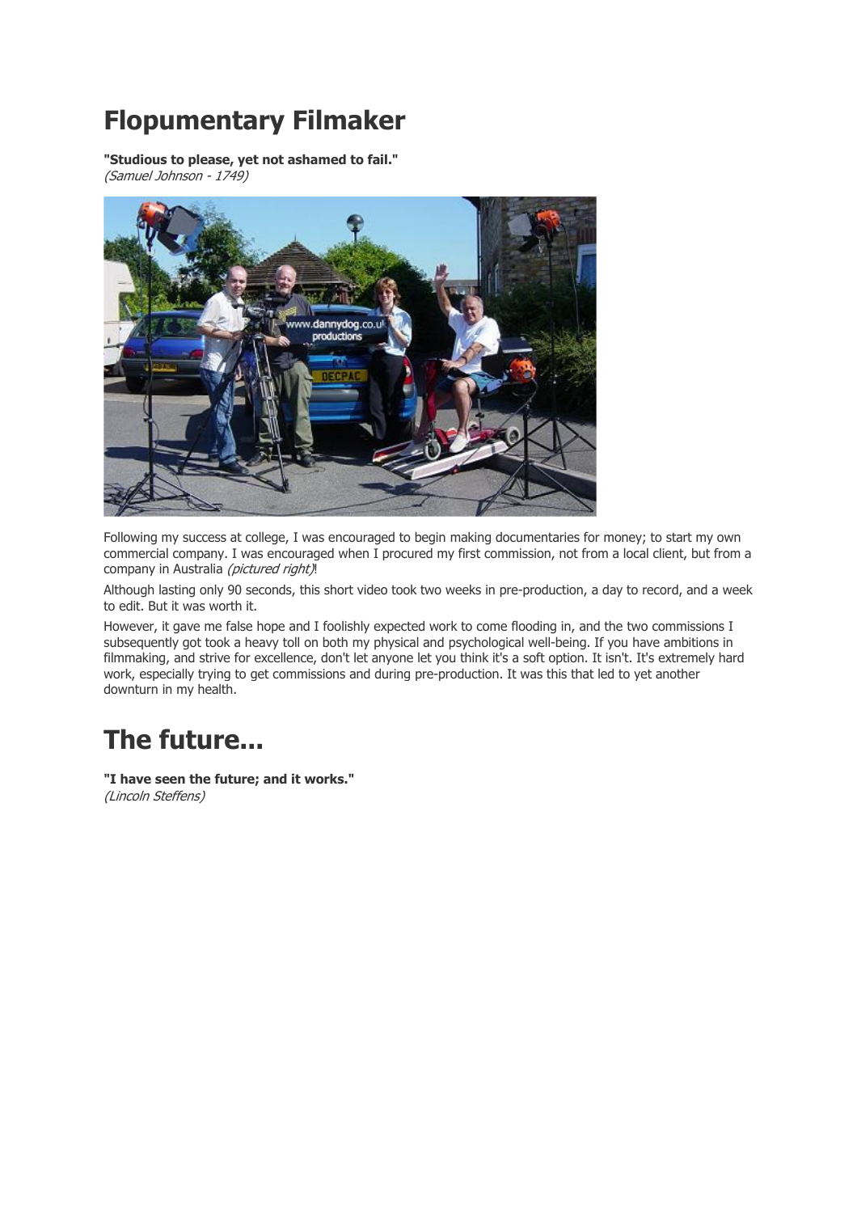# Flopumentary Filmaker

**"Studious to please, yet not ashamed to fail."**
*(Samuel Johnson - 1749)*

Following my success at college, I was encouraged to begin making documentaries for money; to start my own commercial company. I was encouraged when I procured my first commission, not from a local client, but from a company in Australia *(pictured right)*!

Although lasting only 90 seconds, this short video took two weeks in pre-production, a day to record, and a week to edit. But it was worth it.

However, it gave me false hope and I foolishly expected work to come flooding in, and the two commissions I subsequently got took a heavy toll on both my physical and psychological well-being. If you have ambitions in filmmaking, and strive for excellence, don't let anyone let you think it's a soft option. It isn't. It's extremely hard work, especially trying to get commissions and during pre-production. It was this that led to yet another downturn in my health.

# The future...

**"I have seen the future; and it works."**
*(Lincoln Steffens)*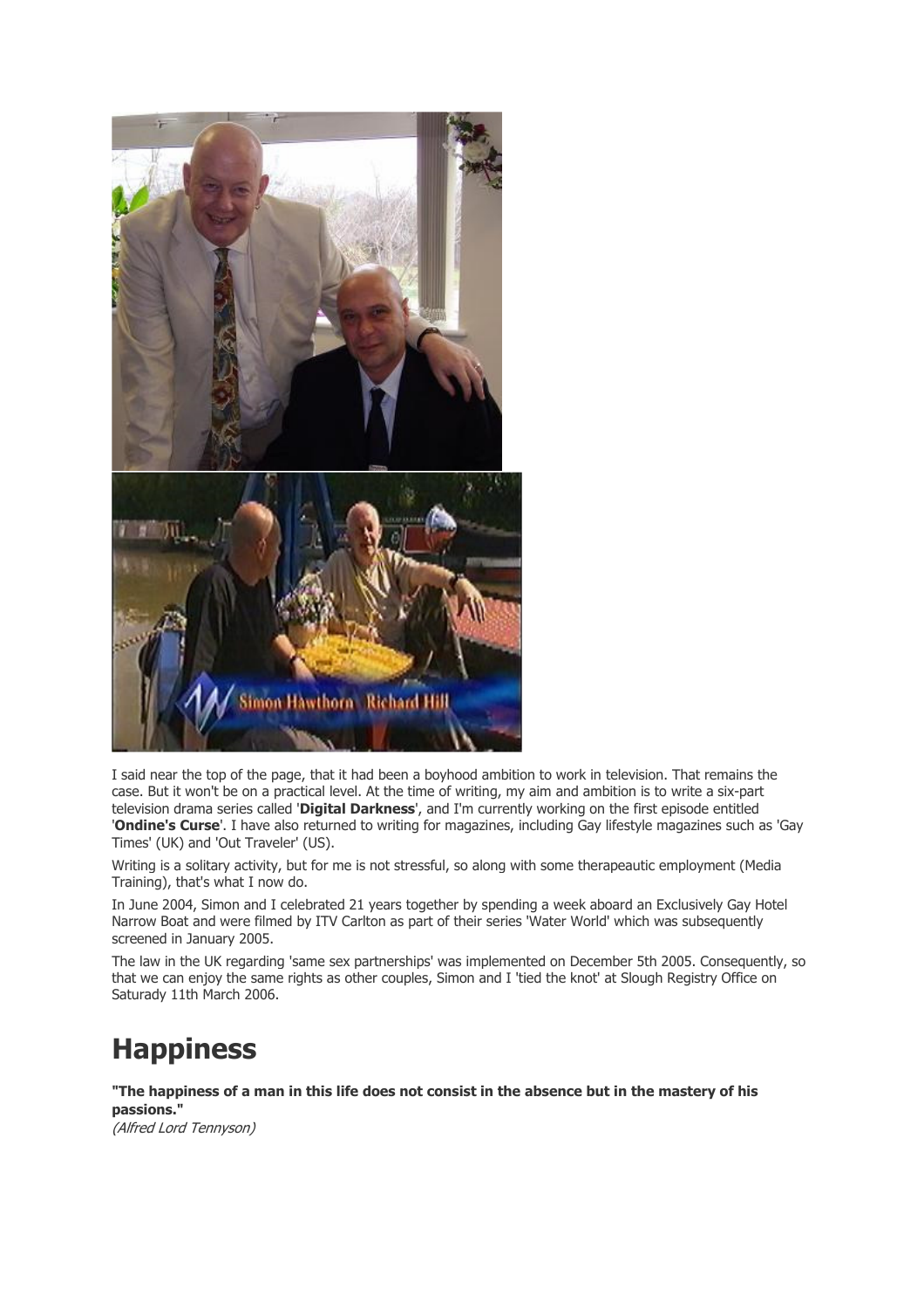I said near the top of the page, that it had been a boyhood ambition to work in television. That remains the case. But it won't be on a practical level. At the time of writing, my aim and ambition is to write a six-part television drama series called '**Digital Darkness**', and I'm currently working on the first episode entitled '**Ondine's Curse**'. I have also returned to writing for magazines, including Gay lifestyle magazines such as 'Gay Times' (UK) and 'Out Traveler' (US).

Writing is a solitary activity, but for me is not stressful, so along with some therapeautic employment (Media Training), that's what I now do.

In June 2004, Simon and I celebrated 21 years together by spending a week aboard an Exclusively Gay Hotel Narrow Boat and were filmed by ITV Carlton as part of their series 'Water World' which was subsequently screened in January 2005.

The law in the UK regarding 'same sex partnerships' was implemented on December 5th 2005. Consequently, so that we can enjoy the same rights as other couples, Simon and I 'tied the knot' at Slough Registry Office on Saturady 11th March 2006.

# Happiness

**"The happiness of a man in this life does not consist in the absence but in the mastery of his passions."**
*(Alfred Lord Tennyson)*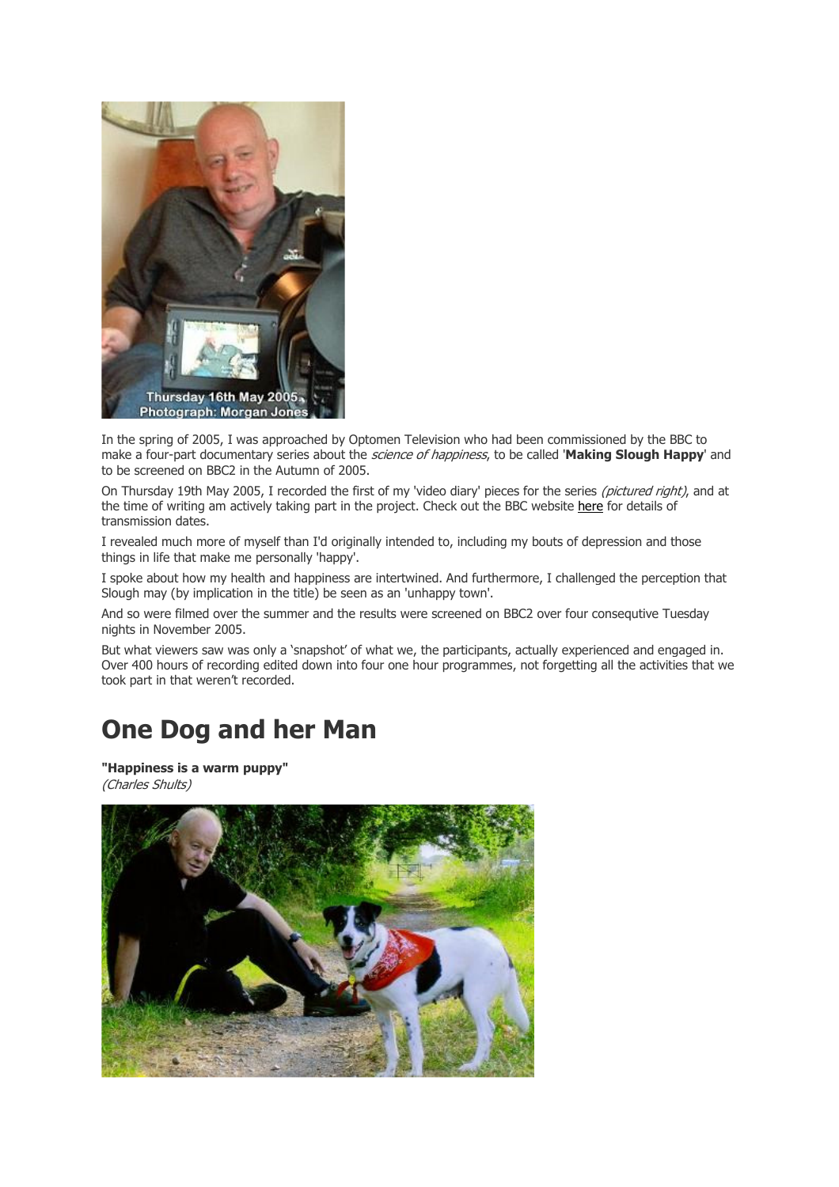In the spring of 2005, I was approached by Optomen Television who had been commissioned by the BBC to make a four-part documentary series about the *science of happiness*, to be called '**Making Slough Happy**' and to be screened on BBC2 in the Autumn of 2005.

On Thursday 19th May 2005, I recorded the first of my 'video diary' pieces for the series *(pictured right)*, and at the time of writing am actively taking part in the project. Check out the BBC website here for details of transmission dates.

I revealed much more of myself than I'd originally intended to, including my bouts of depression and those things in life that make me personally 'happy'.

I spoke about how my health and happiness are intertwined. And furthermore, I challenged the perception that Slough may (by implication in the title) be seen as an 'unhappy town'.

And so were filmed over the summer and the results were screened on BBC2 over four consequtive Tuesday nights in November 2005.

But what viewers saw was only a 'snapshot' of what we, the participants, actually experienced and engaged in. Over 400 hours of recording edited down into four one hour programmes, not forgetting all the activities that we took part in that weren't recorded.

# One Dog and her Man

**"Happiness is a warm puppy"**
*(Charles Shults)*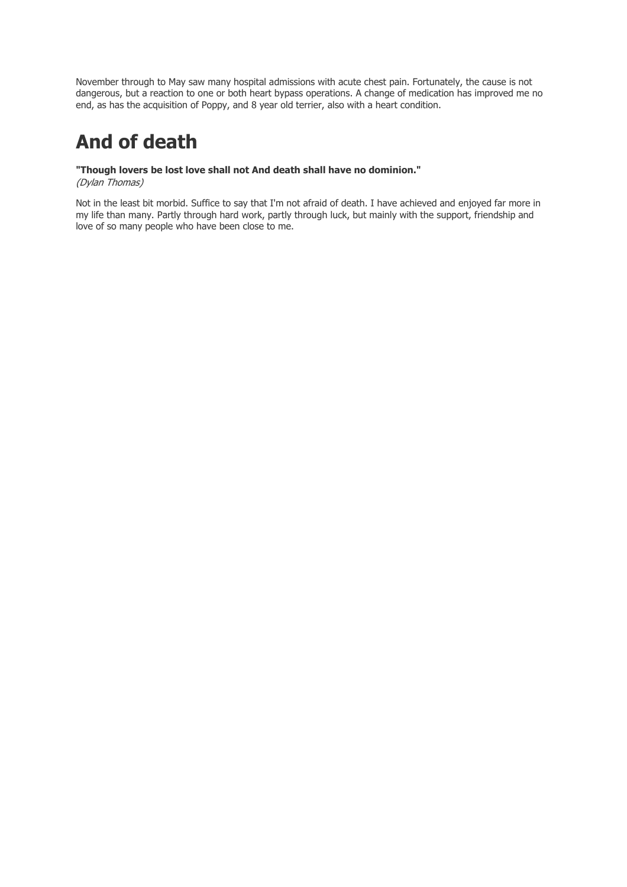November through to May saw many hospital admissions with acute chest pain. Fortunately, the cause is not dangerous, but a reaction to one or both heart bypass operations. A change of medication has improved me no end, as has the acquisition of Poppy, and 8 year old terrier, also with a heart condition.

# And of death

**"Though lovers be lost love shall not And death shall have no dominion."**
*(Dylan Thomas)*

Not in the least bit morbid. Suffice to say that I'm not afraid of death. I have achieved and enjoyed far more in my life than many. Partly through hard work, partly through luck, but mainly with the support, friendship and love of so many people who have been close to me.